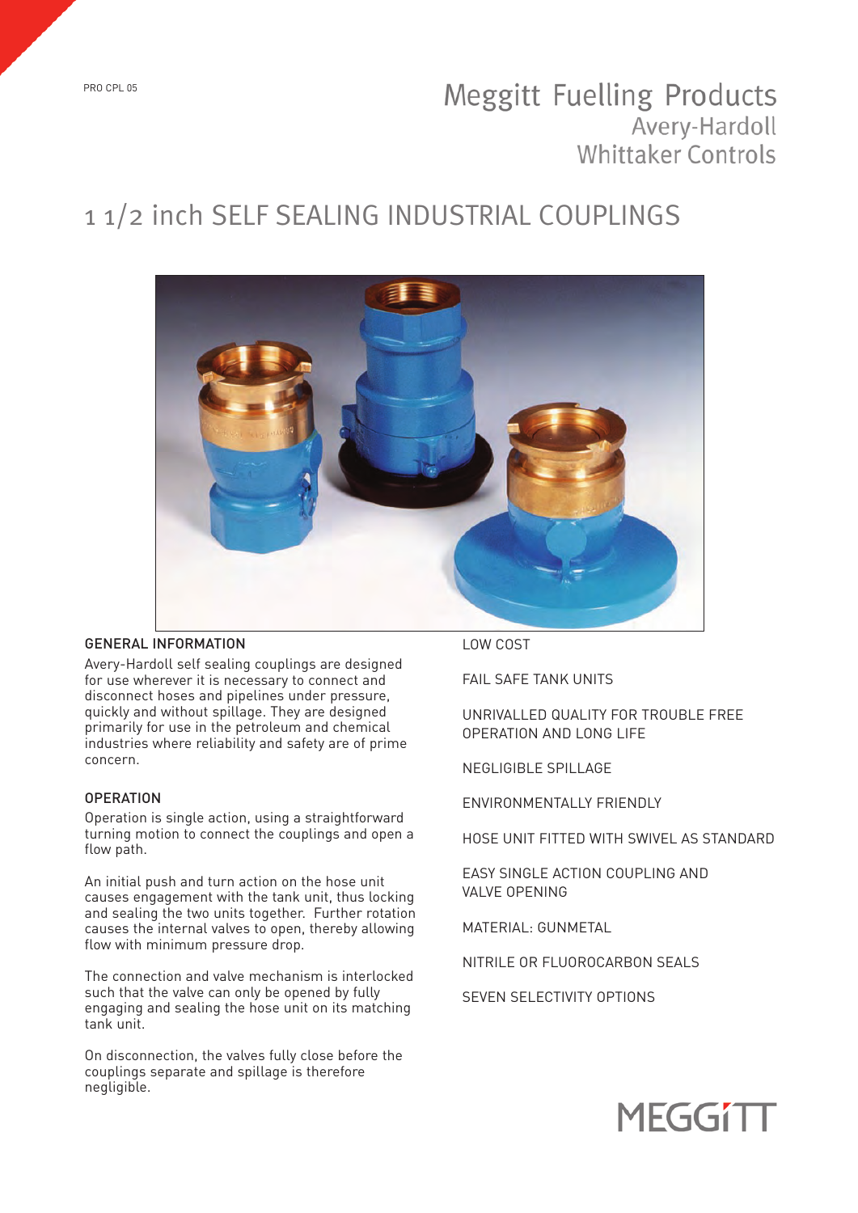# Meggitt Fuelling Products

Avery-Hardoll

Whittaker Controls

PRO CPL 05

## 1 1/2 inch SELF SEALING INDUSTRIAL COUPLINGS

### GENERAL INFORMATION

Avery-Hardoll self sealing couplings are designed for use wherever it is necessary to connect and disconnect hoses and pipelines under pressure, quickly and without spillage. They are designed primarily for use in the petroleum and chemical industries where reliability and safety are of prime concern.

### OPERATION

Operation is single action, using a straightforward turning motion to connect the couplings and open a flow path.

An initial push and turn action on the hose unit causes engagement with the tank unit, thus locking and sealing the two units together. Further rotation causes the internal valves to open, thereby allowing flow with minimum pressure drop.

The connection and valve mechanism is interlocked such that the valve can only be opened by fully engaging and sealing the hose unit on its matching tank unit.

On disconnection, the valves fully close before the couplings separate and spillage is therefore negligible.

LOW COST

FAIL SAFE TANK UNITS

UNRIVALLED QUALITY FOR TROUBLE FREE OPERATION AND LONG LIFE

NEGLIGIBLE SPILLAGE

ENVIRONMENTALLY FRIENDLY

HOSE UNIT FITTED WITH SWIVEL AS STANDARD

EASY SINGLE ACTION COUPLING AND VALVE OPENING

MATERIAL: GUNMETAL

NITRILE OR FLUOROCARBON SEALS

SEVEN SELECTIVITY OPTIONS

MEGGITT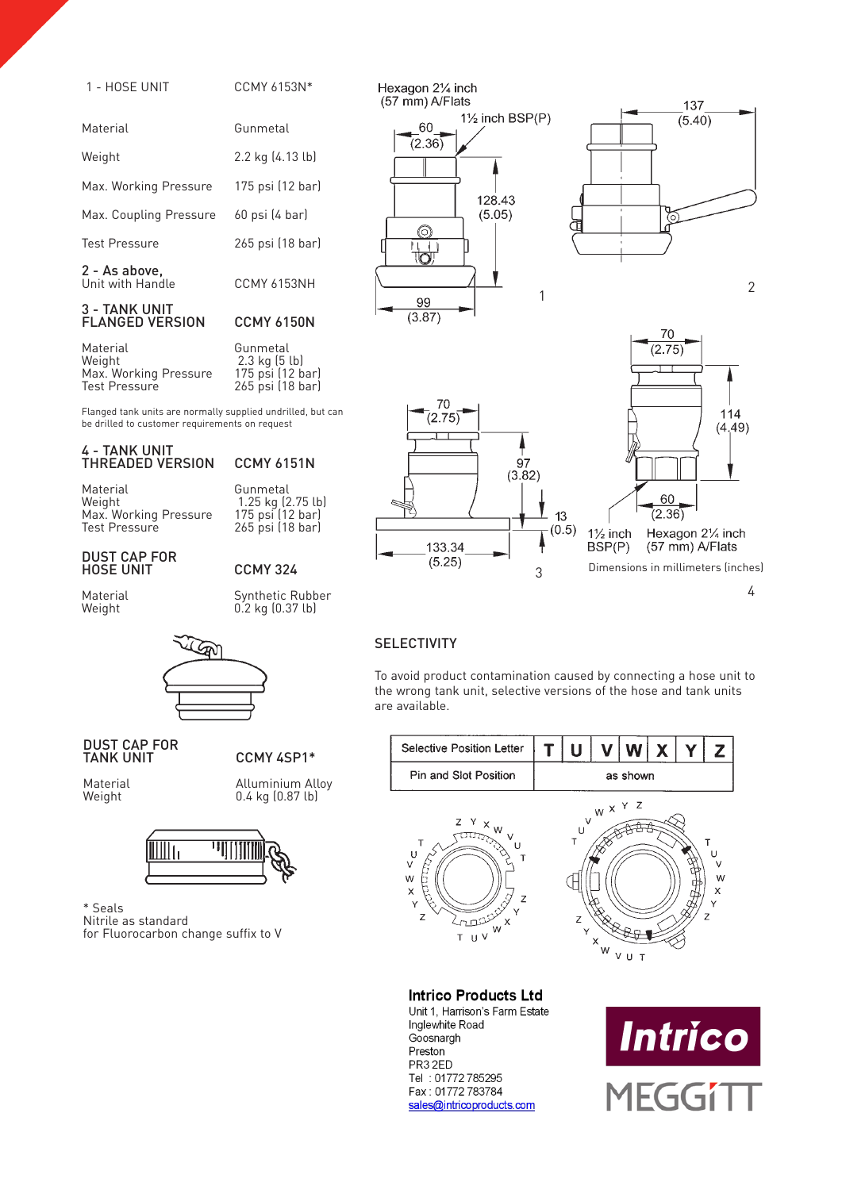1 - HOSE UNIT — CCMY 6153N*

| | |
|---|---|
| Material | Gunmetal |
| Weight | 2.2 kg (4.13 lb) |
| Max. Working Pressure | 175 psi (12 bar) |
| Max. Coupling Pressure | 60 psi (4 bar) |
| Test Pressure | 265 psi (18 bar) |

**2 - As above, Unit with Handle** — CCMY 6153NH

### 3 - TANK UNIT FLANGED VERSION — CCMY 6150N

| | |
|---|---|
| Material | Gunmetal |
| Weight | 2.3 kg (5 lb) |
| Max. Working Pressure | 175 psi (12 bar) |
| Test Pressure | 265 psi (18 bar) |

Flanged tank units are normally supplied undrilled, but can be drilled to customer requirements on request

### 4 - TANK UNIT THREADED VERSION — CCMY 6151N

| | |
|---|---|
| Material | Gunmetal |
| Weight | 1.25 kg (2.75 lb) |
| Max. Working Pressure | 175 psi (12 bar) |
| Test Pressure | 265 psi (18 bar) |

### DUST CAP FOR HOSE UNIT — CCMY 324

| | |
|---|---|
| Material | Synthetic Rubber |
| Weight | 0.2 kg (0.37 lb) |

### DUST CAP FOR TANK UNIT — CCMY 4SP1*

| | |
|---|---|
| Material | Alluminium Alloy |
| Weight | 0.4 kg (0.87 lb) |

\* Seals
Nitrile as standard
for Fluorocarbon change suffix to V

Hexagon 2¼ inch (57 mm) A/Flats
1½ inch BSP(P)
60 (2.36)
128.43 (5.05)
99 (3.87)
1

137 (5.40)
2

70 (2.75)
97 (3.82)
13 (0.5)
133.34 (5.25)
3

70 (2.75)
114 (4.49)
60 (2.36)
1½ inch BSP(P)
Hexagon 2¼ inch (57 mm) A/Flats
4

Dimensions in millimeters (inches)

## SELECTIVITY

To avoid product contamination caused by connecting a hose unit to the wrong tank unit, selective versions of the hose and tank units are available.

| Selective Position Letter | T | U | V | W | X | Y | Z |
|---|---|---|---|---|---|---|---|
| Pin and Slot Position | as shown | | | | | | |

Z Y X W V U T U V W X Y Z T U V W X Y Z
W X Y Z V U T T U V W X Y Z Z Y X W V U T

**Intrico Products Ltd**
Unit 1, Harrison's Farm Estate
Inglewhite Road
Goosnargh
Preston
PR3 2ED
Tel : 01772 785295
Fax : 01772 783784
sales@intricoproducts.com

Intrico
MEGGITT